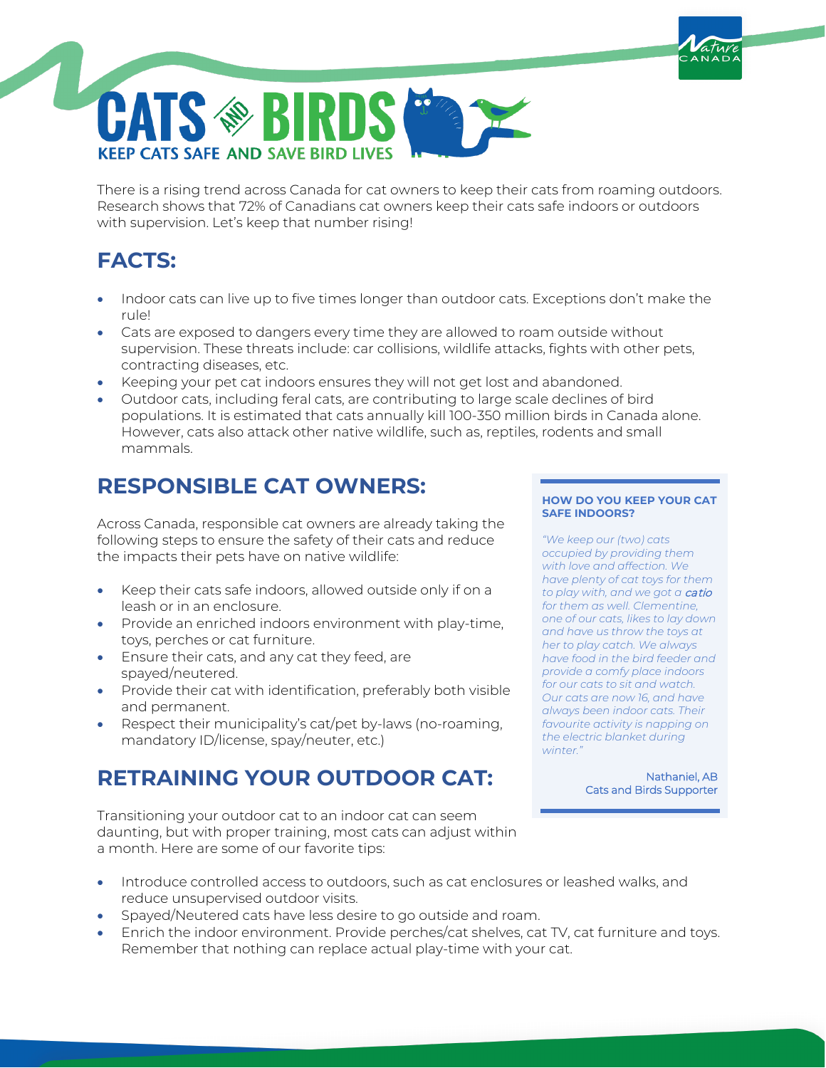# CATS AND BIRDS

**KEEP CATS SAFE AND SAVE BIRD LIVES**

There is a rising trend across Canada for cat owners to keep their cats from roaming outdoors. Research shows that 72% of Canadians cat owners keep their cats safe indoors or outdoors with supervision. Let's keep that number rising!

## FACTS:

- Indoor cats can live up to five times longer than outdoor cats. Exceptions don't make the rule!
- Cats are exposed to dangers every time they are allowed to roam outside without supervision. These threats include: car collisions, wildlife attacks, fights with other pets, contracting diseases, etc.
- Keeping your pet cat indoors ensures they will not get lost and abandoned.
- Outdoor cats, including feral cats, are contributing to large scale declines of bird populations. It is estimated that cats annually kill 100-350 million birds in Canada alone. However, cats also attack other native wildlife, such as, reptiles, rodents and small mammals.

## RESPONSIBLE CAT OWNERS:

Across Canada, responsible cat owners are already taking the following steps to ensure the safety of their cats and reduce the impacts their pets have on native wildlife:

- Keep their cats safe indoors, allowed outside only if on a leash or in an enclosure.
- Provide an enriched indoors environment with play-time, toys, perches or cat furniture.
- Ensure their cats, and any cat they feed, are spayed/neutered.
- Provide their cat with identification, preferably both visible and permanent.
- Respect their municipality's cat/pet by-laws (no-roaming, mandatory ID/license, spay/neuter, etc.)

**HOW DO YOU KEEP YOUR CAT SAFE INDOORS?**

*"We keep our (two) cats occupied by providing them with love and affection. We have plenty of cat toys for them to play with, and we got a **catio** for them as well. Clementine, one of our cats, likes to lay down and have us throw the toys at her to play catch. We always have food in the bird feeder and provide a comfy place indoors for our cats to sit and watch. Our cats are now 16, and have always been indoor cats. Their favourite activity is napping on the electric blanket during winter."*

Nathaniel, AB
Cats and Birds Supporter

## RETRAINING YOUR OUTDOOR CAT:

Transitioning your outdoor cat to an indoor cat can seem daunting, but with proper training, most cats can adjust within a month. Here are some of our favorite tips:

- Introduce controlled access to outdoors, such as cat enclosures or leashed walks, and reduce unsupervised outdoor visits.
- Spayed/Neutered cats have less desire to go outside and roam.
- Enrich the indoor environment. Provide perches/cat shelves, cat TV, cat furniture and toys. Remember that nothing can replace actual play-time with your cat.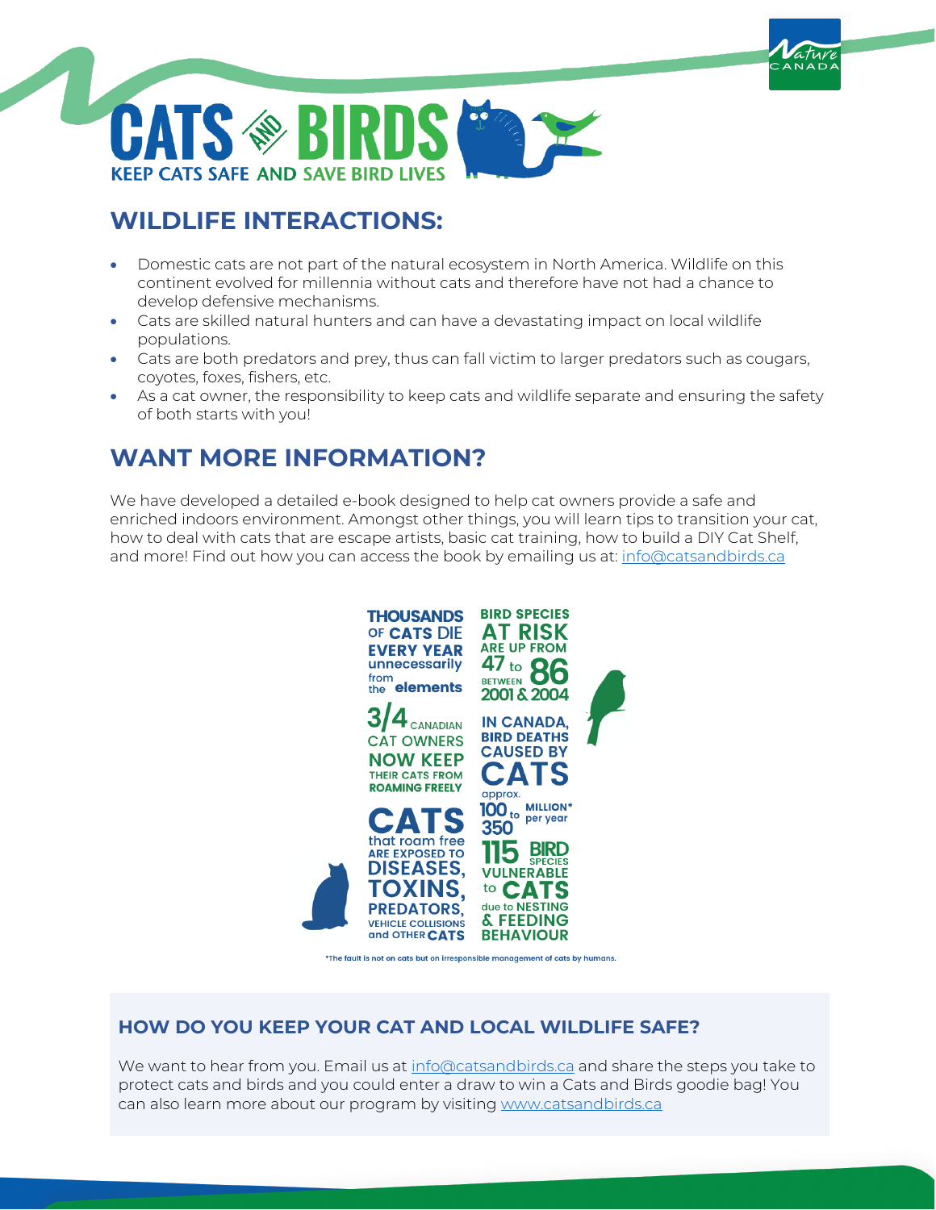# CATS AND BIRDS

KEEP CATS SAFE AND SAVE BIRD LIVES

## WILDLIFE INTERACTIONS:

- Domestic cats are not part of the natural ecosystem in North America. Wildlife on this continent evolved for millennia without cats and therefore have not had a chance to develop defensive mechanisms.
- Cats are skilled natural hunters and can have a devastating impact on local wildlife populations.
- Cats are both predators and prey, thus can fall victim to larger predators such as cougars, coyotes, foxes, fishers, etc.
- As a cat owner, the responsibility to keep cats and wildlife separate and ensuring the safety of both starts with you!

## WANT MORE INFORMATION?

We have developed a detailed e-book designed to help cat owners provide a safe and enriched indoors environment. Amongst other things, you will learn tips to transition your cat, how to deal with cats that are escape artists, basic cat training, how to build a DIY Cat Shelf, and more! Find out how you can access the book by emailing us at: info@catsandbirds.ca

THOUSANDS OF CATS DIE EVERY YEAR unnecessarily from the elements

3/4 CANADIAN CAT OWNERS NOW KEEP THEIR CATS FROM ROAMING FREELY

CATS that roam free ARE EXPOSED TO DISEASES, TOXINS, PREDATORS, VEHICLE COLLISIONS and OTHER CATS

BIRD SPECIES AT RISK ARE UP FROM 47 to 86 BETWEEN 2001 & 2004

IN CANADA, BIRD DEATHS CAUSED BY CATS approx. 100 to 350 MILLION* per year

115 BIRD SPECIES VULNERABLE to CATS due to NESTING & FEEDING BEHAVIOUR

*The fault is not on cats but on irresponsible management of cats by humans.

### HOW DO YOU KEEP YOUR CAT AND LOCAL WILDLIFE SAFE?

We want to hear from you. Email us at info@catsandbirds.ca and share the steps you take to protect cats and birds and you could enter a draw to win a Cats and Birds goodie bag! You can also learn more about our program by visiting www.catsandbirds.ca